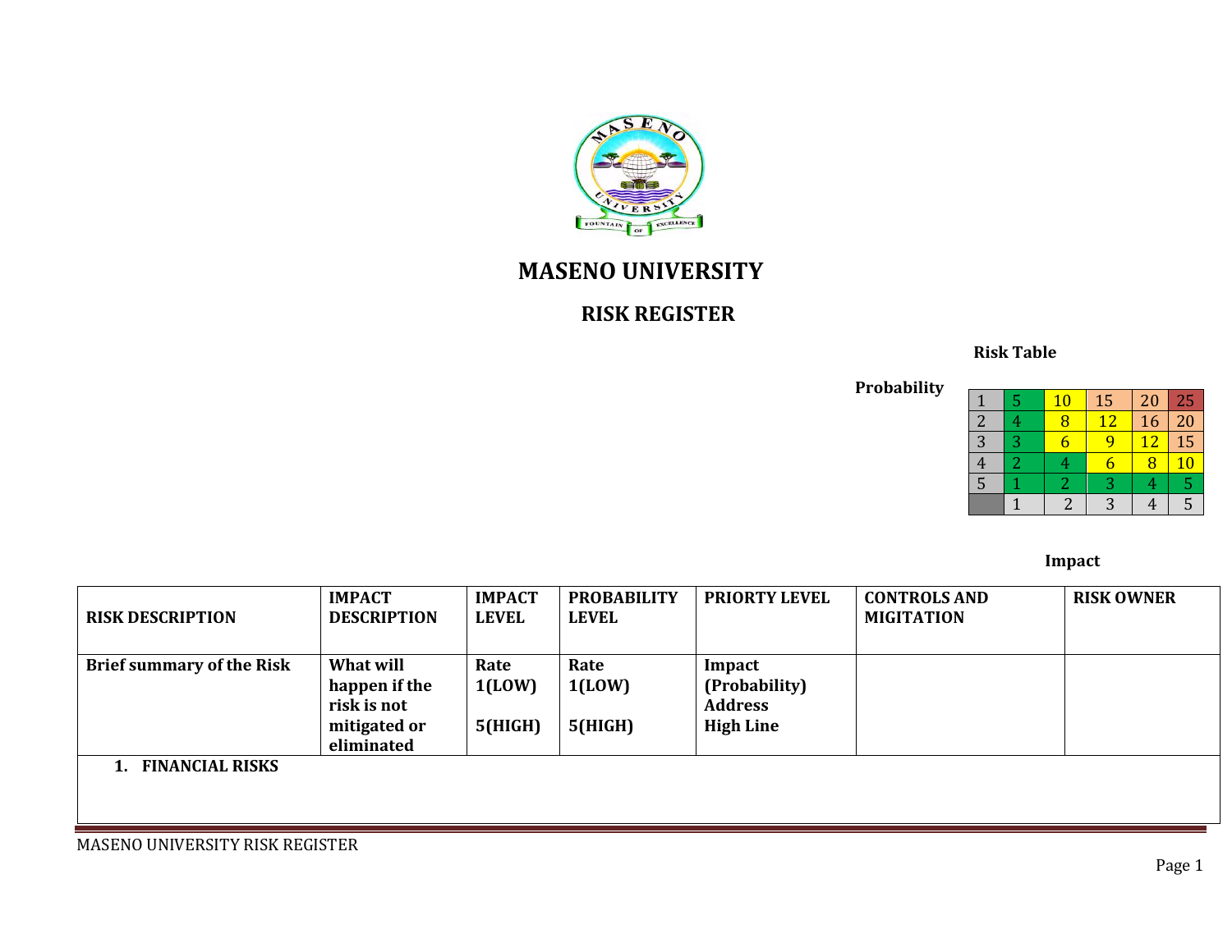# MASENO UNIVERSITY

## RISK REGISTER

**Risk Table**

**Probability**

| | | | | | |
|---|---|---|---|---|---|
| 1 | 5 | 10 | 15 | 20 | 25 |
| 2 | 4 | 8 | 12 | 16 | 20 |
| 3 | 3 | 6 | 9 | 12 | 15 |
| 4 | 2 | 4 | 6 | 8 | 10 |
| 5 | 1 | 2 | 3 | 4 | 5 |
| | 1 | 2 | 3 | 4 | 5 |

**Impact**

| RISK DESCRIPTION | IMPACT DESCRIPTION | IMPACT LEVEL | PROBABILITY LEVEL | PRIORTY LEVEL | CONTROLS AND MIGITATION | RISK OWNER |
|---|---|---|---|---|---|---|
| **Brief summary of the Risk** | **What will happen if the risk is not mitigated or eliminated** | **Rate 1(LOW) 5(HIGH)** | **Rate 1(LOW) 5(HIGH)** | **Impact (Probability) Address High Line** | | |
| **1. FINANCIAL RISKS** | | | | | | |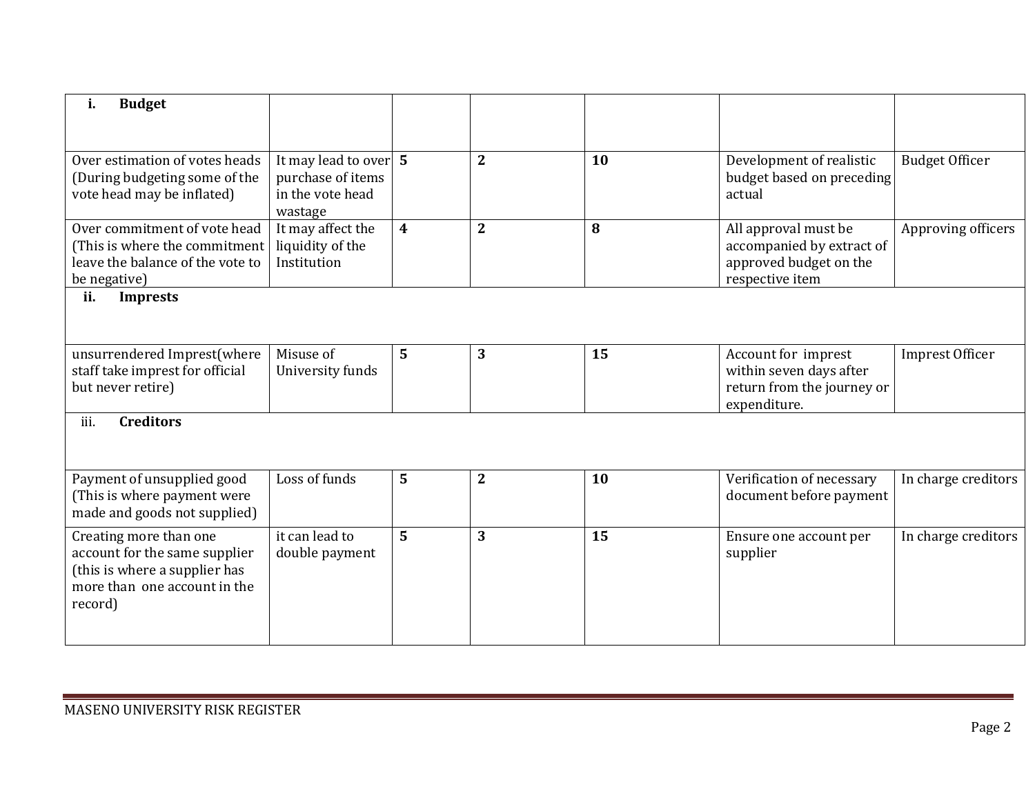| | | | | | | |
|---|---|---|---|---|---|---|
| **i. Budget** | | | | | | |
| Over estimation of votes heads (During budgeting some of the vote head may be inflated) | It may lead to over purchase of items in the vote head wastage | **5** | **2** | **10** | Development of realistic budget based on preceding actual | Budget Officer |
| Over commitment of vote head (This is where the commitment leave the balance of the vote to be negative) | It may affect the liquidity of the Institution | **4** | **2** | **8** | All approval must be accompanied by extract of approved budget on the respective item | Approving officers |
| **ii. Imprests** | | | | | | |
| unsurrendered Imprest(where staff take imprest for official but never retire) | Misuse of University funds | **5** | **3** | **15** | Account for imprest within seven days after return from the journey or expenditure. | Imprest Officer |
| iii. **Creditors** | | | | | | |
| Payment of unsupplied good (This is where payment were made and goods not supplied) | Loss of funds | **5** | **2** | **10** | Verification of necessary document before payment | In charge creditors |
| Creating more than one account for the same supplier (this is where a supplier has more than one account in the record) | it can lead to double payment | **5** | **3** | **15** | Ensure one account per supplier | In charge creditors |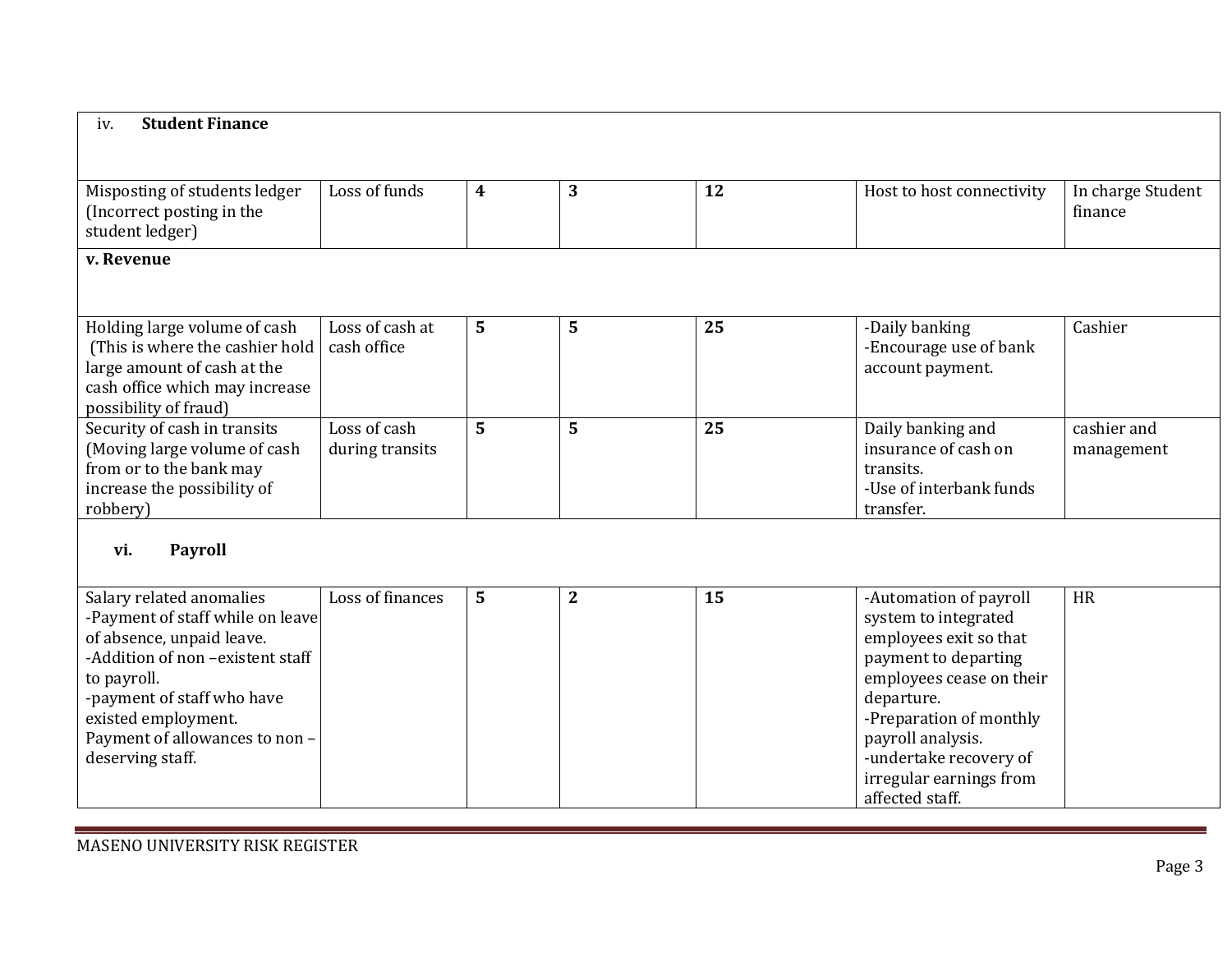| | | | | | | |
|---|---|---|---|---|---|---|
| iv. **Student Finance** | | | | | | |
| Misposting of students ledger (Incorrect posting in the student ledger) | Loss of funds | **4** | **3** | **12** | Host to host connectivity | In charge Student finance |
| **v. Revenue** | | | | | | |
| Holding large volume of cash (This is where the cashier hold large amount of cash at the cash office which may increase possibility of fraud) | Loss of cash at cash office | **5** | **5** | **25** | -Daily banking<br>-Encourage use of bank account payment. | Cashier |
| Security of cash in transits (Moving large volume of cash from or to the bank may increase the possibility of robbery) | Loss of cash during transits | **5** | **5** | **25** | Daily banking and insurance of cash on transits.<br>-Use of interbank funds transfer. | cashier and management |
| **vi. Payroll** | | | | | | |
| Salary related anomalies<br>-Payment of staff while on leave of absence, unpaid leave.<br>-Addition of non –existent staff to payroll.<br>-payment of staff who have existed employment.<br>Payment of allowances to non –deserving staff. | Loss of finances | **5** | **2** | **15** | -Automation of payroll system to integrated employees exit so that payment to departing employees cease on their departure.<br>-Preparation of monthly payroll analysis.<br>-undertake recovery of irregular earnings from affected staff. | HR |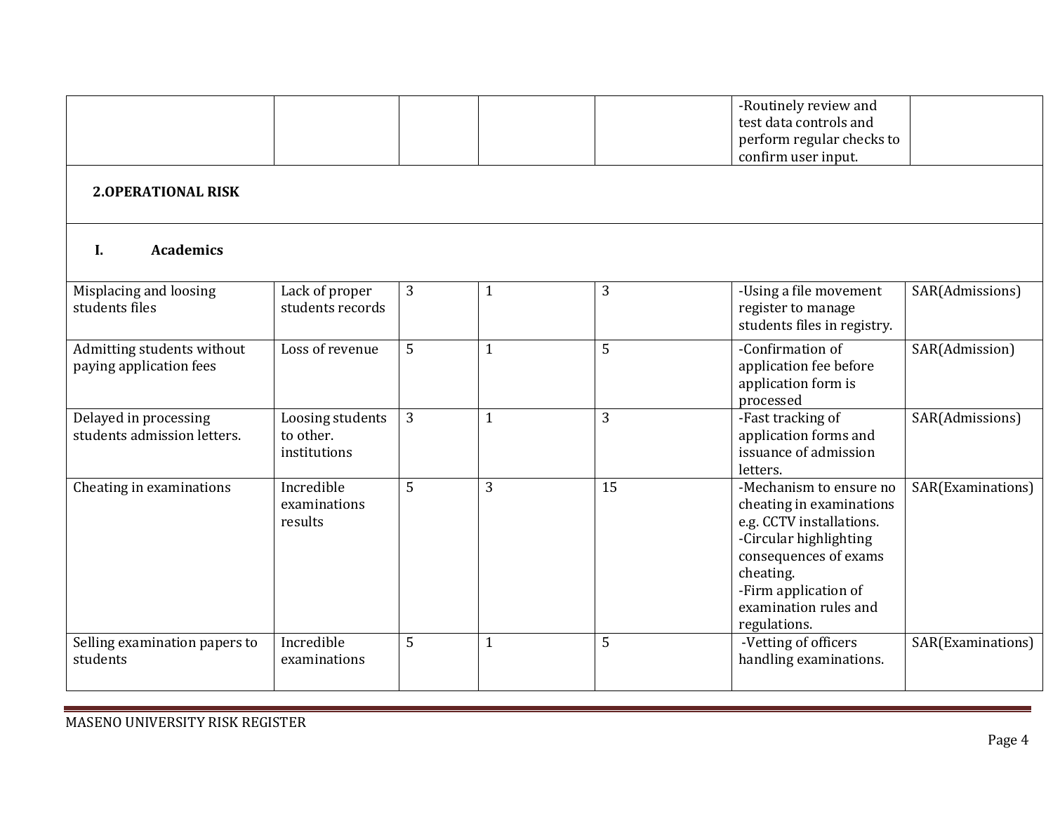| | | | | | | |
|---|---|---|---|---|---|---|
| | | | | | -Routinely review and test data controls and perform regular checks to confirm user input. | |
| **2.OPERATIONAL RISK** | | | | | | |
| **I. Academics** | | | | | | |
| Misplacing and loosing students files | Lack of proper students records | 3 | 1 | 3 | -Using a file movement register to manage students files in registry. | SAR(Admissions) |
| Admitting students without paying application fees | Loss of revenue | 5 | 1 | 5 | -Confirmation of application fee before application form is processed | SAR(Admission) |
| Delayed in processing students admission letters. | Loosing students to other. institutions | 3 | 1 | 3 | -Fast tracking of application forms and issuance of admission letters. | SAR(Admissions) |
| Cheating in examinations | Incredible examinations results | 5 | 3 | 15 | -Mechanism to ensure no cheating in examinations e.g. CCTV installations.<br>-Circular highlighting consequences of exams cheating.<br>-Firm application of examination rules and regulations. | SAR(Examinations) |
| Selling examination papers to students | Incredible examinations | 5 | 1 | 5 | -Vetting of officers handling examinations. | SAR(Examinations) |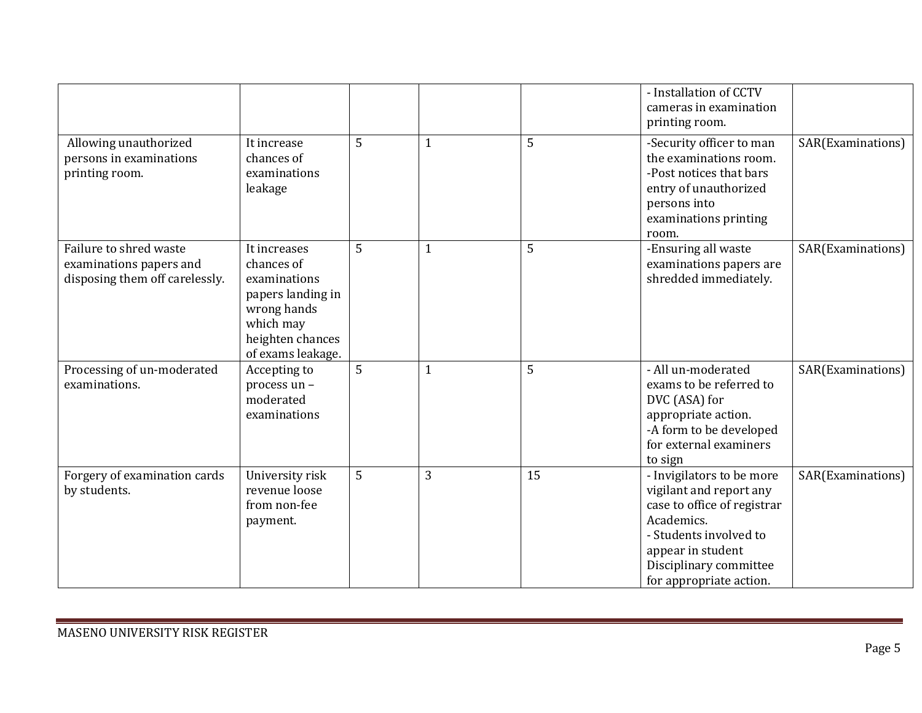| | | | | | | |
|---|---|---|---|---|---|---|
| | | | | | - Installation of CCTV cameras in examination printing room. | |
| Allowing unauthorized persons in examinations printing room. | It increase chances of examinations leakage | 5 | 1 | 5 | -Security officer to man the examinations room.<br>-Post notices that bars entry of unauthorized persons into examinations printing room. | SAR(Examinations) |
| Failure to shred waste examinations papers and disposing them off carelessly. | It increases chances of examinations papers landing in wrong hands which may heighten chances of exams leakage. | 5 | 1 | 5 | -Ensuring all waste examinations papers are shredded immediately. | SAR(Examinations) |
| Processing of un-moderated examinations. | Accepting to process un –moderated examinations | 5 | 1 | 5 | - All un-moderated exams to be referred to DVC (ASA) for appropriate action.<br>-A form to be developed for external examiners to sign | SAR(Examinations) |
| Forgery of examination cards by students. | University risk revenue loose from non-fee payment. | 5 | 3 | 15 | - Invigilators to be more vigilant and report any case to office of registrar Academics.<br>- Students involved to appear in student Disciplinary committee for appropriate action. | SAR(Examinations) |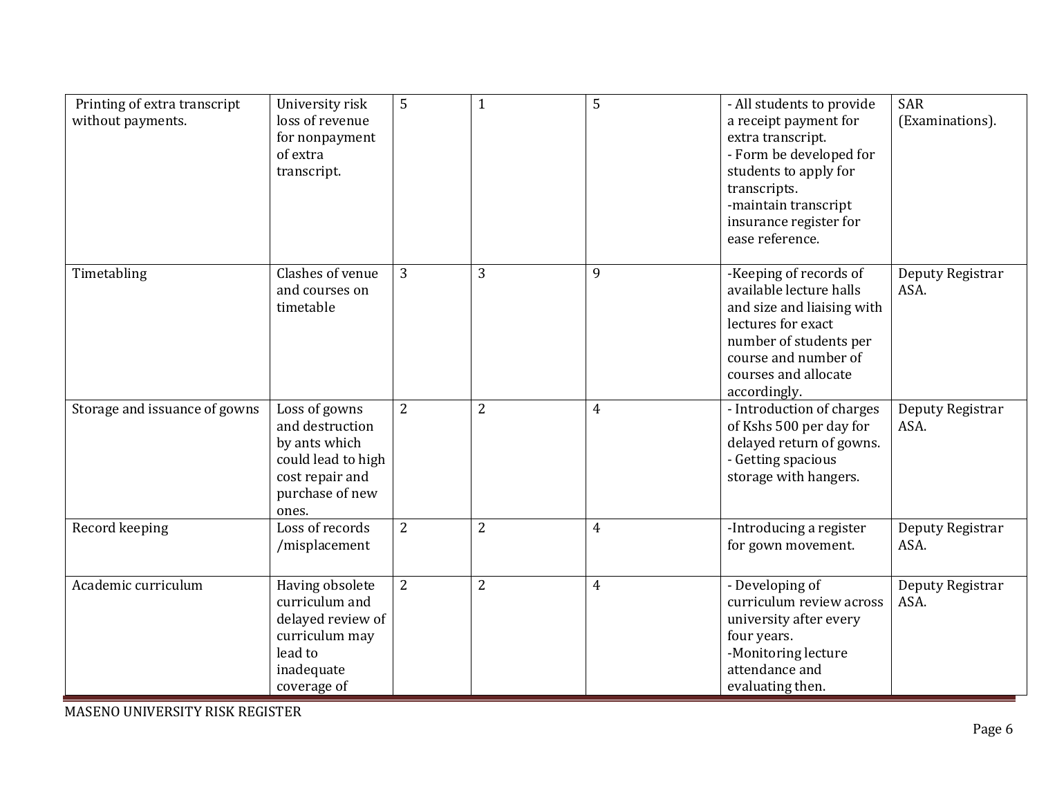| | | | | | | |
|---|---|---|---|---|---|---|
| Printing of extra transcript without payments. | University risk loss of revenue for nonpayment of extra transcript. | 5 | 1 | 5 | - All students to provide a receipt payment for extra transcript.<br>- Form be developed for students to apply for transcripts.<br>-maintain transcript insurance register for ease reference. | SAR (Examinations). |
| Timetabling | Clashes of venue and courses on timetable | 3 | 3 | 9 | -Keeping of records of available lecture halls and size and liaising with lectures for exact number of students per course and number of courses and allocate accordingly. | Deputy Registrar ASA. |
| Storage and issuance of gowns | Loss of gowns and destruction by ants which could lead to high cost repair and purchase of new ones. | 2 | 2 | 4 | - Introduction of charges of Kshs 500 per day for delayed return of gowns.<br>- Getting spacious storage with hangers. | Deputy Registrar ASA. |
| Record keeping | Loss of records /misplacement | 2 | 2 | 4 | -Introducing a register for gown movement. | Deputy Registrar ASA. |
| Academic curriculum | Having obsolete curriculum and delayed review of curriculum may lead to inadequate coverage of | 2 | 2 | 4 | - Developing of curriculum review across university after every four years.<br>-Monitoring lecture attendance and evaluating then. | Deputy Registrar ASA. |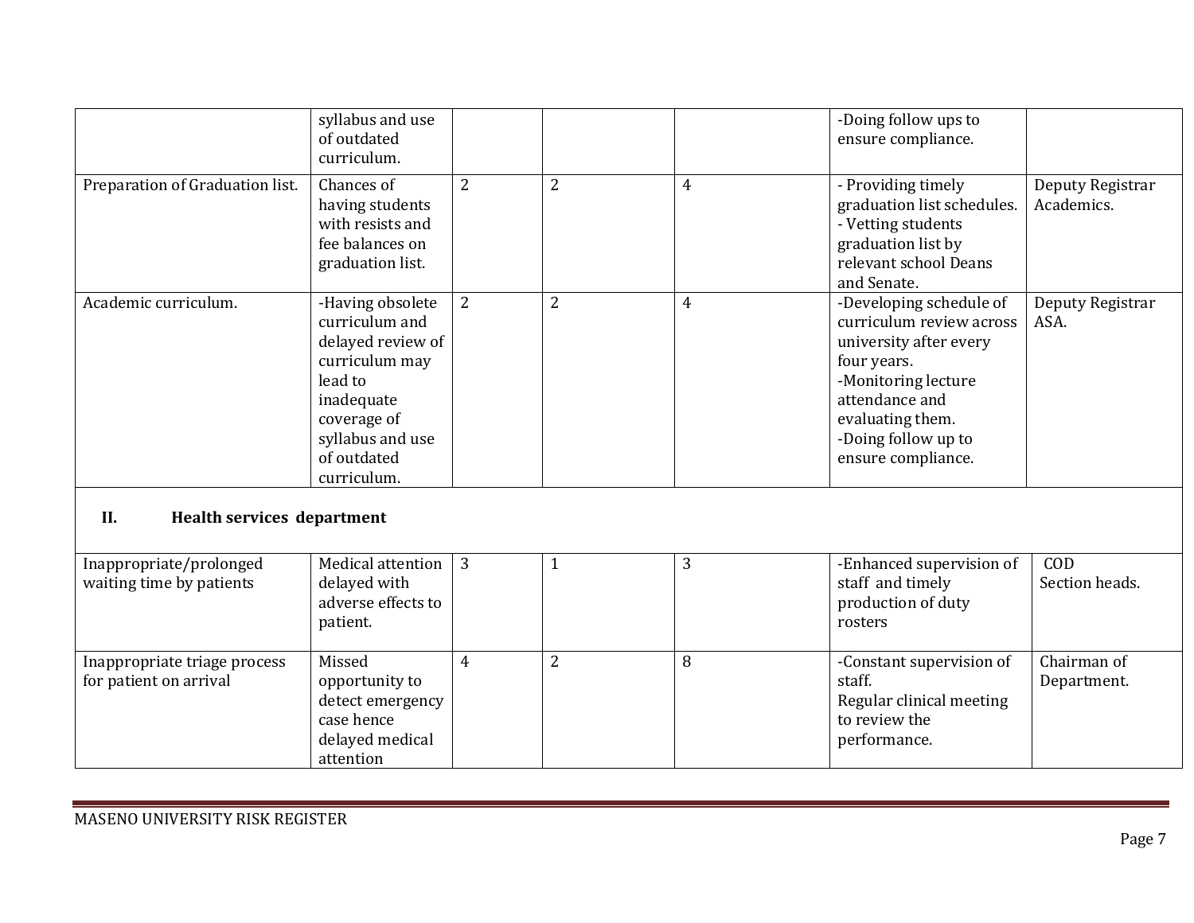| | | | | | | |
|---|---|---|---|---|---|---|
| | syllabus and use of outdated curriculum. | | | | -Doing follow ups to ensure compliance. | |
| Preparation of Graduation list. | Chances of having students with resists and fee balances on graduation list. | 2 | 2 | 4 | - Providing timely graduation list schedules.<br>- Vetting students graduation list by relevant school Deans and Senate. | Deputy Registrar Academics. |
| Academic curriculum. | -Having obsolete curriculum and delayed review of curriculum may lead to inadequate coverage of syllabus and use of outdated curriculum. | 2 | 2 | 4 | -Developing schedule of curriculum review across university after every four years.<br>-Monitoring lecture attendance and evaluating them.<br>-Doing follow up to ensure compliance. | Deputy Registrar ASA. |
| **II. Health services department** | | | | | | |
| Inappropriate/prolonged waiting time by patients | Medical attention delayed with adverse effects to patient. | 3 | 1 | 3 | -Enhanced supervision of staff and timely production of duty rosters | COD<br>Section heads. |
| Inappropriate triage process for patient on arrival | Missed opportunity to detect emergency case hence delayed medical attention | 4 | 2 | 8 | -Constant supervision of staff.<br>Regular clinical meeting to review the performance. | Chairman of Department. |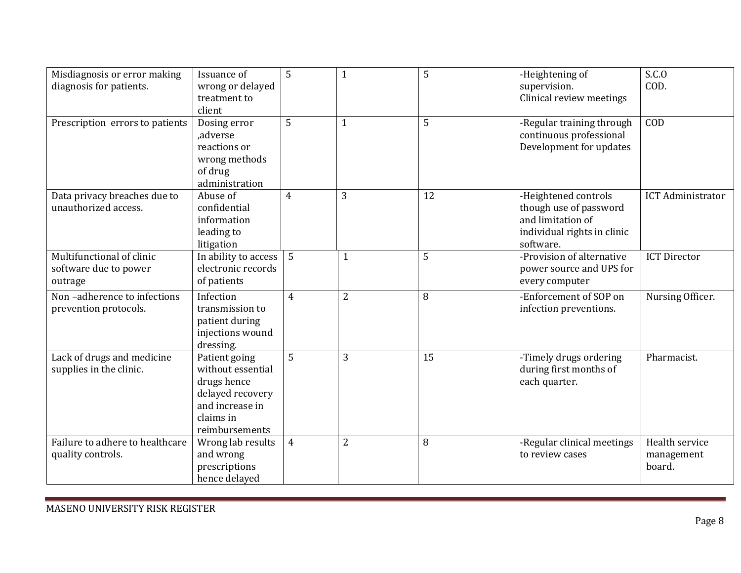| | | | | | | |
|---|---|---|---|---|---|---|
| Misdiagnosis or error making diagnosis for patients. | Issuance of wrong or delayed treatment to client | 5 | 1 | 5 | -Heightening of supervision. Clinical review meetings | S.C.O COD. |
| Prescription errors to patients | Dosing error ,adverse reactions or wrong methods of drug administration | 5 | 1 | 5 | -Regular training through continuous professional Development for updates | COD |
| Data privacy breaches due to unauthorized access. | Abuse of confidential information leading to litigation | 4 | 3 | 12 | -Heightened controls though use of password and limitation of individual rights in clinic software. | ICT Administrator |
| Multifunctional of clinic software due to power outrage | In ability to access electronic records of patients | 5 | 1 | 5 | -Provision of alternative power source and UPS for every computer | ICT Director |
| Non –adherence to infections prevention protocols. | Infection transmission to patient during injections wound dressing. | 4 | 2 | 8 | -Enforcement of SOP on infection preventions. | Nursing Officer. |
| Lack of drugs and medicine supplies in the clinic. | Patient going without essential drugs hence delayed recovery and increase in claims in reimbursements | 5 | 3 | 15 | -Timely drugs ordering during first months of each quarter. | Pharmacist. |
| Failure to adhere to healthcare quality controls. | Wrong lab results and wrong prescriptions hence delayed | 4 | 2 | 8 | -Regular clinical meetings to review cases | Health service management board. |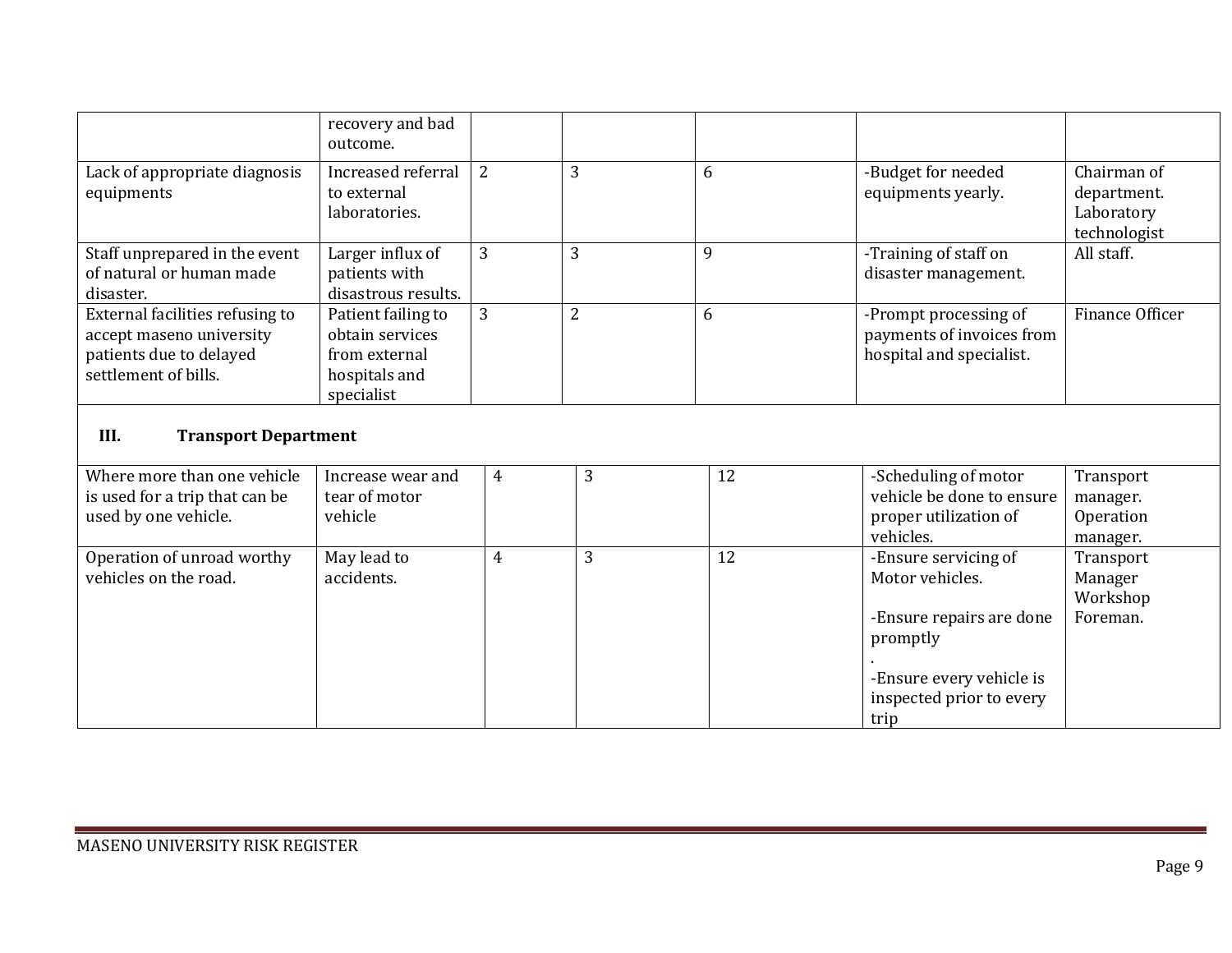|  |  |  |  |  |  |  |
|---|---|---|---|---|---|---|
|  | recovery and bad outcome. |  |  |  |  |  |
| Lack of appropriate diagnosis equipments | Increased referral to external laboratories. | 2 | 3 | 6 | -Budget for needed equipments yearly. | Chairman of department. Laboratory technologist |
| Staff unprepared in the event of natural or human made disaster. | Larger influx of patients with disastrous results. | 3 | 3 | 9 | -Training of staff on disaster management. | All staff. |
| External facilities refusing to accept maseno university patients due to delayed settlement of bills. | Patient failing to obtain services from external hospitals and specialist | 3 | 2 | 6 | -Prompt processing of payments of invoices from hospital and specialist. | Finance Officer |

**III. Transport Department**

|  |  |  |  |  |  |  |
|---|---|---|---|---|---|---|
| Where more than one vehicle is used for a trip that can be used by one vehicle. | Increase wear and tear of motor vehicle | 4 | 3 | 12 | -Scheduling of motor vehicle be done to ensure proper utilization of vehicles. | Transport manager. Operation manager. |
| Operation of unroad worthy vehicles on the road. | May lead to accidents. | 4 | 3 | 12 | -Ensure servicing of Motor vehicles.<br><br>-Ensure repairs are done promptly<br>.<br>-Ensure every vehicle is inspected prior to every trip | Transport Manager Workshop Foreman. |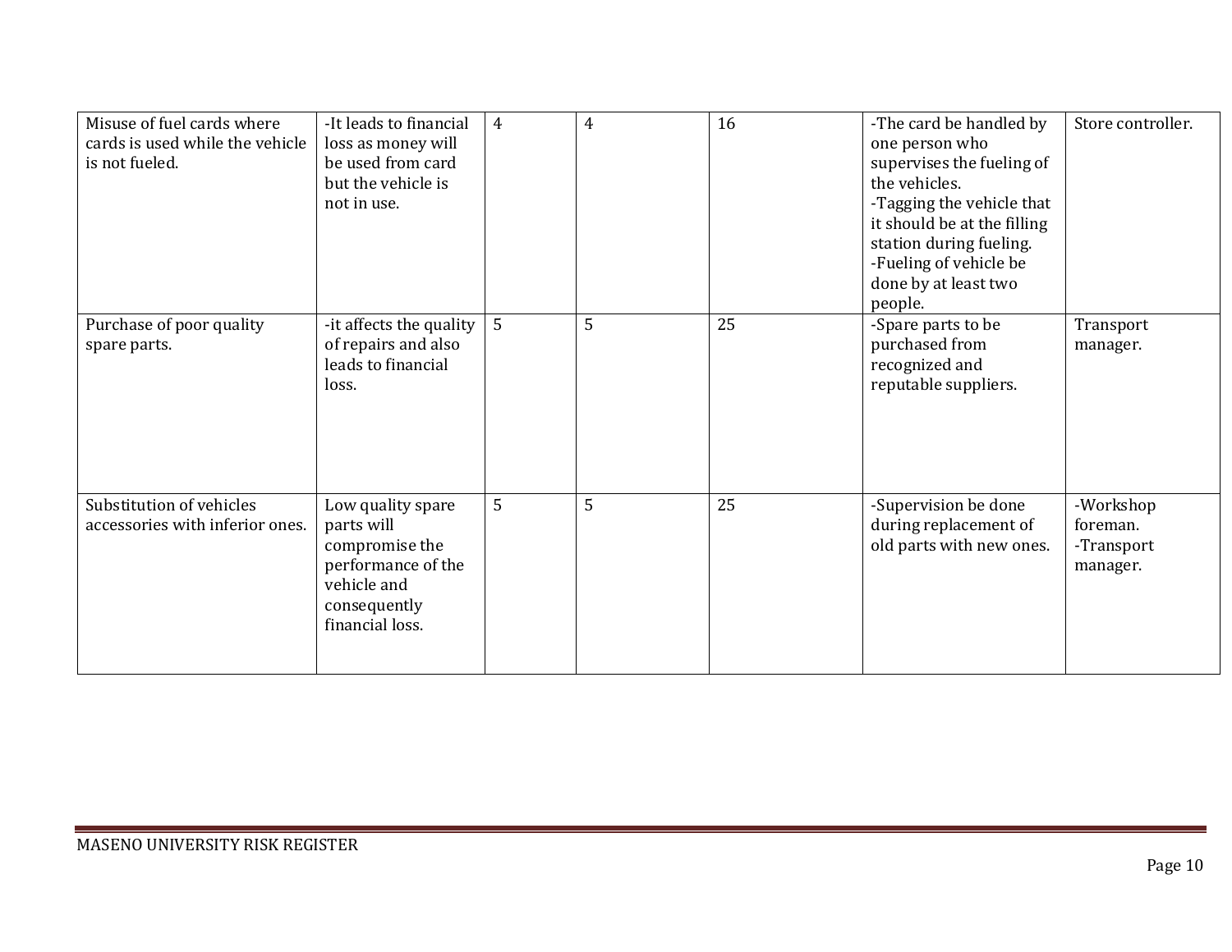| | | | | | | |
|---|---|---|---|---|---|---|
| Misuse of fuel cards where cards is used while the vehicle is not fueled. | -It leads to financial loss as money will be used from card but the vehicle is not in use. | 4 | 4 | 16 | -The card be handled by one person who supervises the fueling of the vehicles.<br>-Tagging the vehicle that it should be at the filling station during fueling.<br>-Fueling of vehicle be done by at least two people. | Store controller. |
| Purchase of poor quality spare parts. | -it affects the quality of repairs and also leads to financial loss. | 5 | 5 | 25 | -Spare parts to be purchased from recognized and reputable suppliers. | Transport manager. |
| Substitution of vehicles accessories with inferior ones. | Low quality spare parts will compromise the performance of the vehicle and consequently financial loss. | 5 | 5 | 25 | -Supervision be done during replacement of old parts with new ones. | -Workshop foreman.<br>-Transport manager. |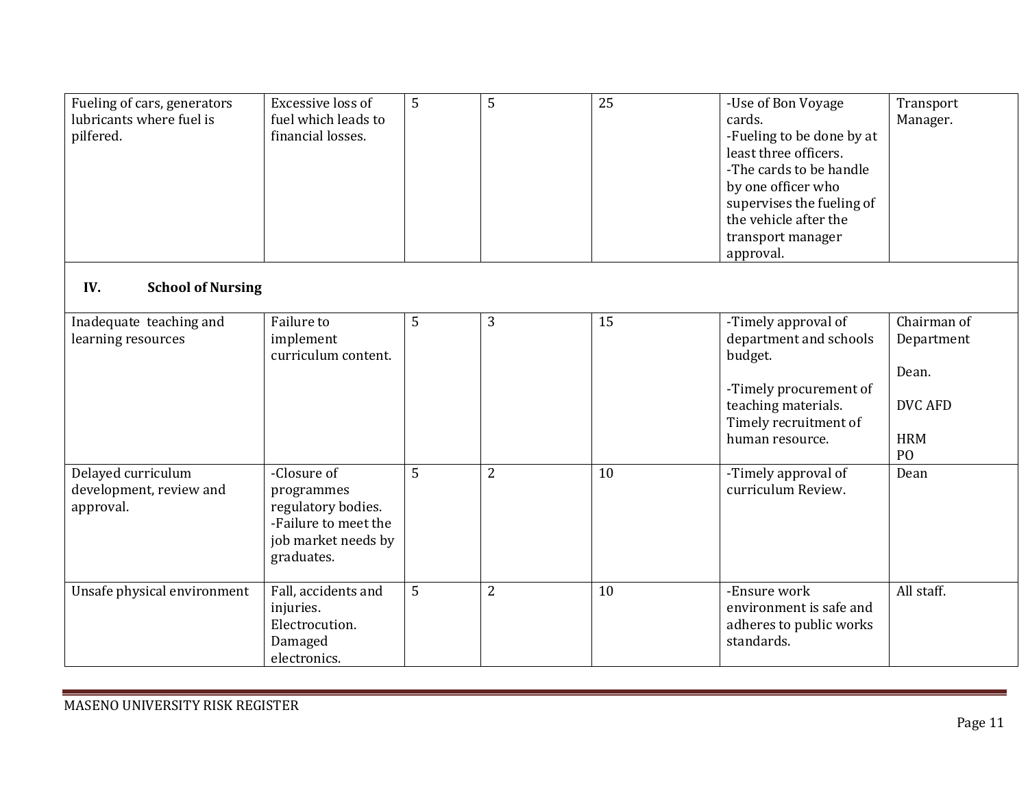| | | | | | | |
|---|---|---|---|---|---|---|
| Fueling of cars, generators lubricants where fuel is pilfered. | Excessive loss of fuel which leads to financial losses. | 5 | 5 | 25 | -Use of Bon Voyage cards.<br>-Fueling to be done by at least three officers.<br>-The cards to be handle by one officer who supervises the fueling of the vehicle after the transport manager approval. | Transport Manager. |
| **IV. School of Nursing** | | | | | | |
| Inadequate teaching and learning resources | Failure to implement curriculum content. | 5 | 3 | 15 | -Timely approval of department and schools budget.<br><br>-Timely procurement of teaching materials.<br>Timely recruitment of human resource. | Chairman of Department<br><br>Dean.<br><br>DVC AFD<br><br>HRM<br>PO |
| Delayed curriculum development, review and approval. | -Closure of programmes regulatory bodies.<br>-Failure to meet the job market needs by graduates. | 5 | 2 | 10 | -Timely approval of curriculum Review. | Dean |
| Unsafe physical environment | Fall, accidents and injuries.<br>Electrocution.<br>Damaged electronics. | 5 | 2 | 10 | -Ensure work environment is safe and adheres to public works standards. | All staff. |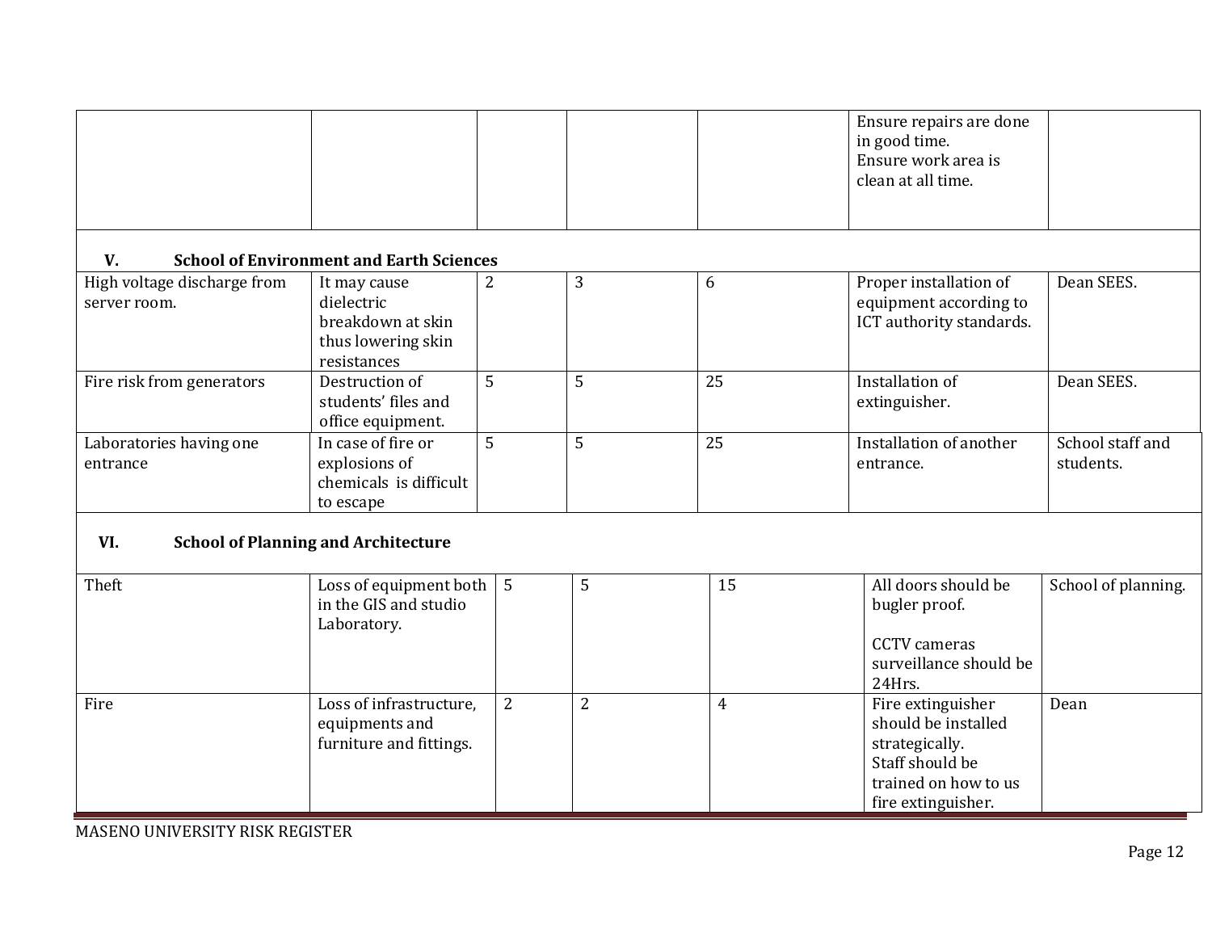| | | | | | | |
|---|---|---|---|---|---|---|
| | | | | | Ensure repairs are done in good time.<br>Ensure work area is clean at all time. | |
| **V. School of Environment and Earth Sciences** | | | | | | |
| High voltage discharge from server room. | It may cause dielectric breakdown at skin thus lowering skin resistances | 2 | 3 | 6 | Proper installation of equipment according to ICT authority standards. | Dean SEES. |
| Fire risk from generators | Destruction of students' files and office equipment. | 5 | 5 | 25 | Installation of extinguisher. | Dean SEES. |
| Laboratories having one entrance | In case of fire or explosions of chemicals is difficult to escape | 5 | 5 | 25 | Installation of another entrance. | School staff and students. |
| **VI. School of Planning and Architecture** | | | | | | |
| Theft | Loss of equipment both in the GIS and studio Laboratory. | 5 | 5 | 15 | All doors should be bugler proof.<br><br>CCTV cameras surveillance should be 24Hrs. | School of planning. |
| Fire | Loss of infrastructure, equipments and furniture and fittings. | 2 | 2 | 4 | Fire extinguisher should be installed strategically.<br>Staff should be trained on how to us fire extinguisher. | Dean |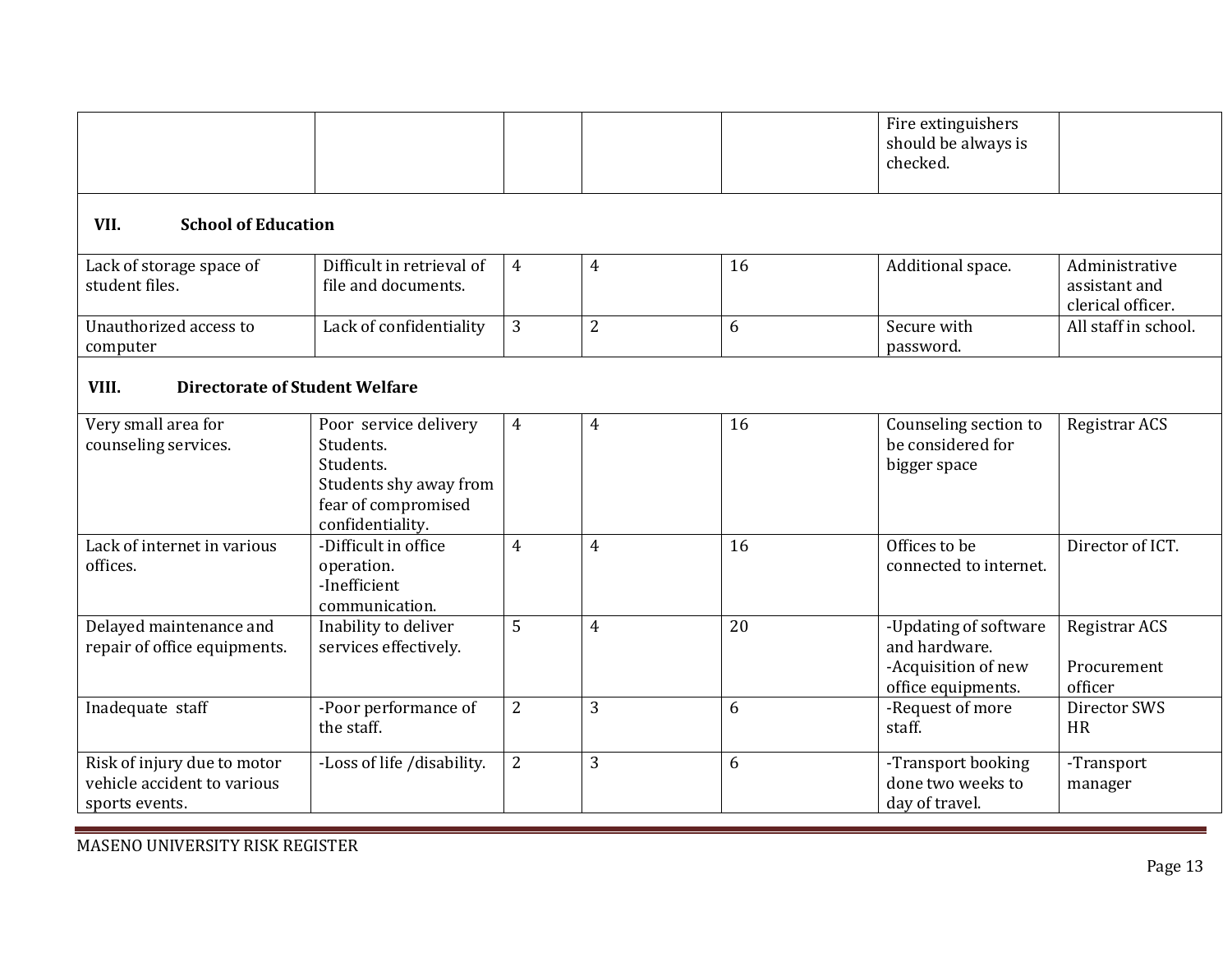| | | | | | | |
|---|---|---|---|---|---|---|
| | | | | | Fire extinguishers should be always is checked. | |
| **VII. School of Education** | | | | | | |
| Lack of storage space of student files. | Difficult in retrieval of file and documents. | 4 | 4 | 16 | Additional space. | Administrative assistant and clerical officer. |
| Unauthorized access to computer | Lack of confidentiality | 3 | 2 | 6 | Secure with password. | All staff in school. |
| **VIII. Directorate of Student Welfare** | | | | | | |
| Very small area for counseling services. | Poor service delivery Students. Students. Students shy away from fear of compromised confidentiality. | 4 | 4 | 16 | Counseling section to be considered for bigger space | Registrar ACS |
| Lack of internet in various offices. | -Difficult in office operation. -Inefficient communication. | 4 | 4 | 16 | Offices to be connected to internet. | Director of ICT. |
| Delayed maintenance and repair of office equipments. | Inability to deliver services effectively. | 5 | 4 | 20 | -Updating of software and hardware. -Acquisition of new office equipments. | Registrar ACS Procurement officer |
| Inadequate staff | -Poor performance of the staff. | 2 | 3 | 6 | -Request of more staff. | Director SWS HR |
| Risk of injury due to motor vehicle accident to various sports events. | -Loss of life /disability. | 2 | 3 | 6 | -Transport booking done two weeks to day of travel. | -Transport manager |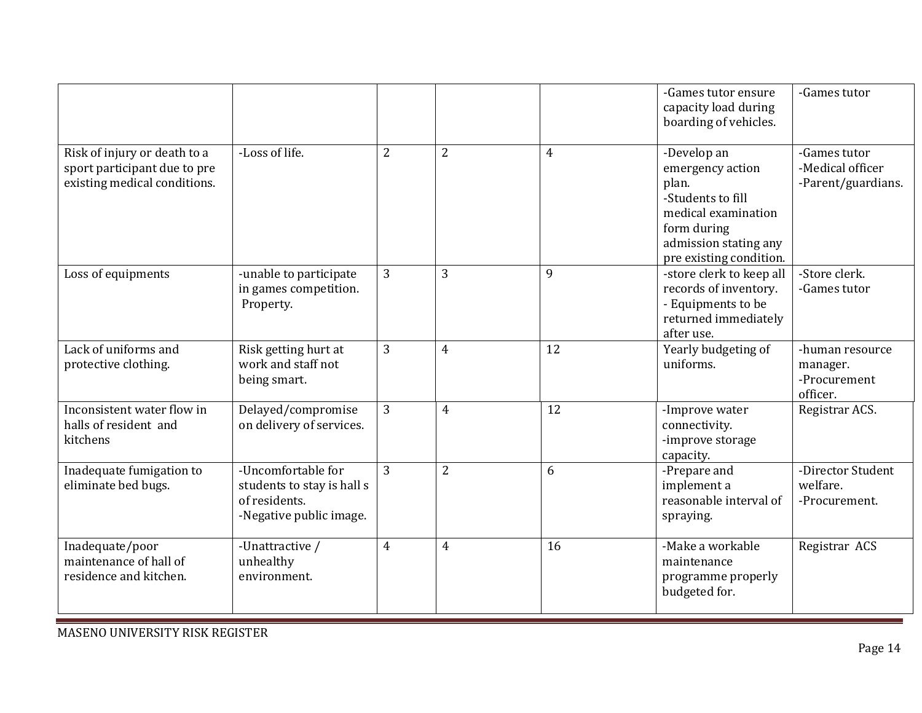| | | | | | | |
|---|---|---|---|---|---|---|
| | | | | | -Games tutor ensure capacity load during boarding of vehicles. | -Games tutor |
| Risk of injury or death to a sport participant due to pre existing medical conditions. | -Loss of life. | 2 | 2 | 4 | -Develop an emergency action plan.<br>-Students to fill medical examination form during admission stating any pre existing condition. | -Games tutor<br>-Medical officer<br>-Parent/guardians. |
| Loss of equipments | -unable to participate in games competition.<br>Property. | 3 | 3 | 9 | -store clerk to keep all records of inventory.<br>- Equipments to be returned immediately after use. | -Store clerk.<br>-Games tutor |
| Lack of uniforms and protective clothing. | Risk getting hurt at work and staff not being smart. | 3 | 4 | 12 | Yearly budgeting of uniforms. | -human resource manager.<br>-Procurement officer. |
| Inconsistent water flow in halls of resident and kitchens | Delayed/compromise on delivery of services. | 3 | 4 | 12 | -Improve water connectivity.<br>-improve storage capacity. | Registrar ACS. |
| Inadequate fumigation to eliminate bed bugs. | -Uncomfortable for students to stay is hall s of residents.<br>-Negative public image. | 3 | 2 | 6 | -Prepare and implement a reasonable interval of spraying. | -Director Student welfare.<br>-Procurement. |
| Inadequate/poor maintenance of hall of residence and kitchen. | -Unattractive / unhealthy environment. | 4 | 4 | 16 | -Make a workable maintenance programme properly budgeted for. | Registrar ACS |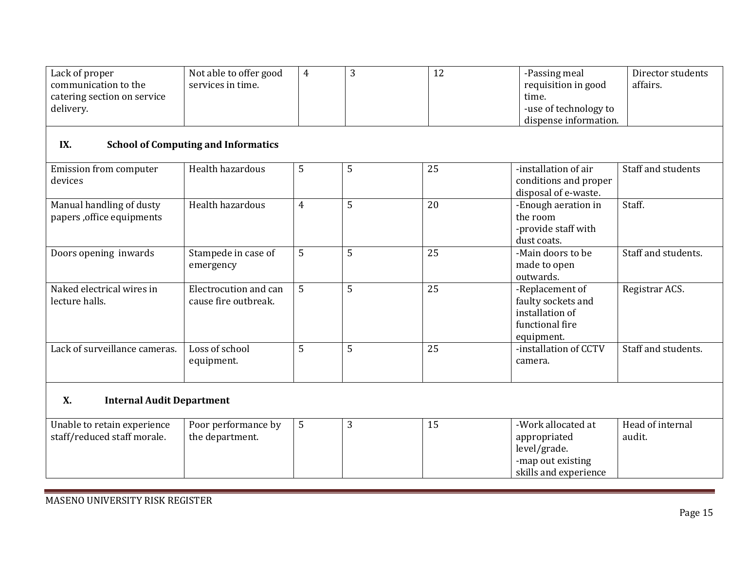| | | | | | | |
|---|---|---|---|---|---|---|
| Lack of proper communication to the catering section on service delivery. | Not able to offer good services in time. | 4 | 3 | 12 | -Passing meal requisition in good time.<br>-use of technology to dispense information. | Director students affairs. |
| **IX. School of Computing and Informatics** | | | | | | |
| Emission from computer devices | Health hazardous | 5 | 5 | 25 | -installation of air conditions and proper disposal of e-waste. | Staff and students |
| Manual handling of dusty papers ,office equipments | Health hazardous | 4 | 5 | 20 | -Enough aeration in the room<br>-provide staff with dust coats. | Staff. |
| Doors opening inwards | Stampede in case of emergency | 5 | 5 | 25 | -Main doors to be made to open outwards. | Staff and students. |
| Naked electrical wires in lecture halls. | Electrocution and can cause fire outbreak. | 5 | 5 | 25 | -Replacement of faulty sockets and installation of functional fire equipment. | Registrar ACS. |
| Lack of surveillance cameras. | Loss of school equipment. | 5 | 5 | 25 | -installation of CCTV camera. | Staff and students. |
| **X. Internal Audit Department** | | | | | | |
| Unable to retain experience staff/reduced staff morale. | Poor performance by the department. | 5 | 3 | 15 | -Work allocated at appropriated level/grade.<br>-map out existing skills and experience | Head of internal audit. |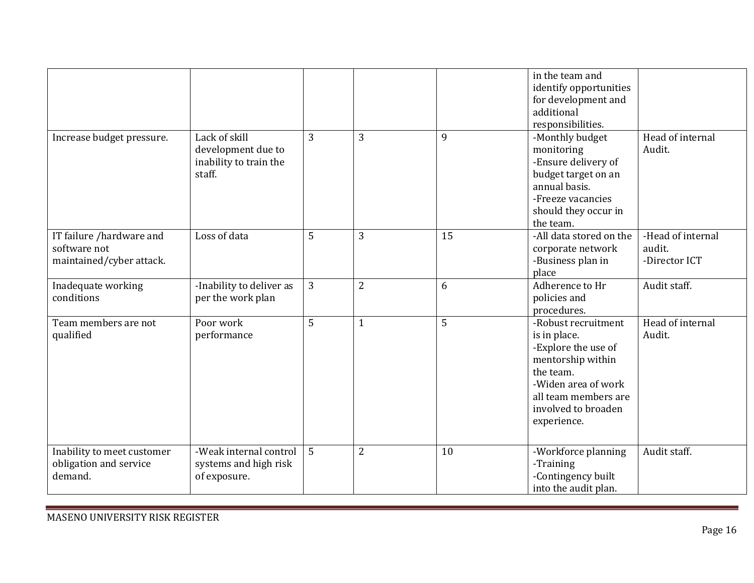| | | | | | | |
|---|---|---|---|---|---|---|
| | | | | | in the team and identify opportunities for development and additional responsibilities. | |
| Increase budget pressure. | Lack of skill development due to inability to train the staff. | 3 | 3 | 9 | -Monthly budget monitoring<br>-Ensure delivery of budget target on an annual basis.<br>-Freeze vacancies should they occur in the team. | Head of internal Audit. |
| IT failure /hardware and software not maintained/cyber attack. | Loss of data | 5 | 3 | 15 | -All data stored on the corporate network<br>-Business plan in place | -Head of internal audit.<br>-Director ICT |
| Inadequate working conditions | -Inability to deliver as per the work plan | 3 | 2 | 6 | Adherence to Hr policies and procedures. | Audit staff. |
| Team members are not qualified | Poor work performance | 5 | 1 | 5 | -Robust recruitment is in place.<br>-Explore the use of mentorship within the team.<br>-Widen area of work all team members are involved to broaden experience. | Head of internal Audit. |
| Inability to meet customer obligation and service demand. | -Weak internal control systems and high risk of exposure. | 5 | 2 | 10 | -Workforce planning<br>-Training<br>-Contingency built into the audit plan. | Audit staff. |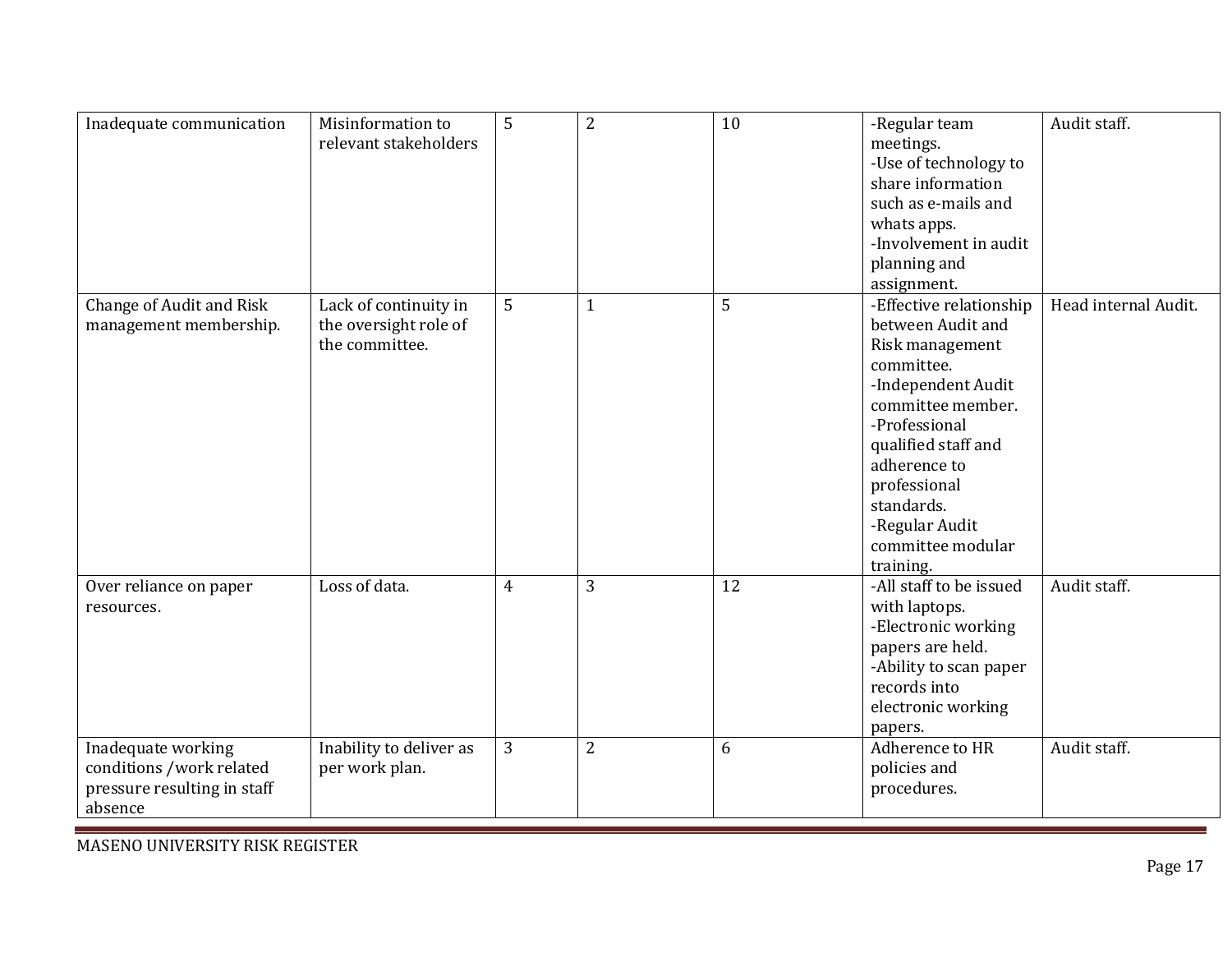| | | | | | | |
|---|---|---|---|---|---|---|
| Inadequate communication | Misinformation to relevant stakeholders | 5 | 2 | 10 | -Regular team meetings.<br>-Use of technology to share information such as e-mails and whats apps.<br>-Involvement in audit planning and assignment. | Audit staff. |
| Change of Audit and Risk management membership. | Lack of continuity in the oversight role of the committee. | 5 | 1 | 5 | -Effective relationship between Audit and Risk management committee.<br>-Independent Audit committee member.<br>-Professional qualified staff and adherence to professional standards.<br>-Regular Audit committee modular training. | Head internal Audit. |
| Over reliance on paper resources. | Loss of data. | 4 | 3 | 12 | -All staff to be issued with laptops.<br>-Electronic working papers are held.<br>-Ability to scan paper records into electronic working papers. | Audit staff. |
| Inadequate working conditions /work related pressure resulting in staff absence | Inability to deliver as per work plan. | 3 | 2 | 6 | Adherence to HR policies and procedures. | Audit staff. |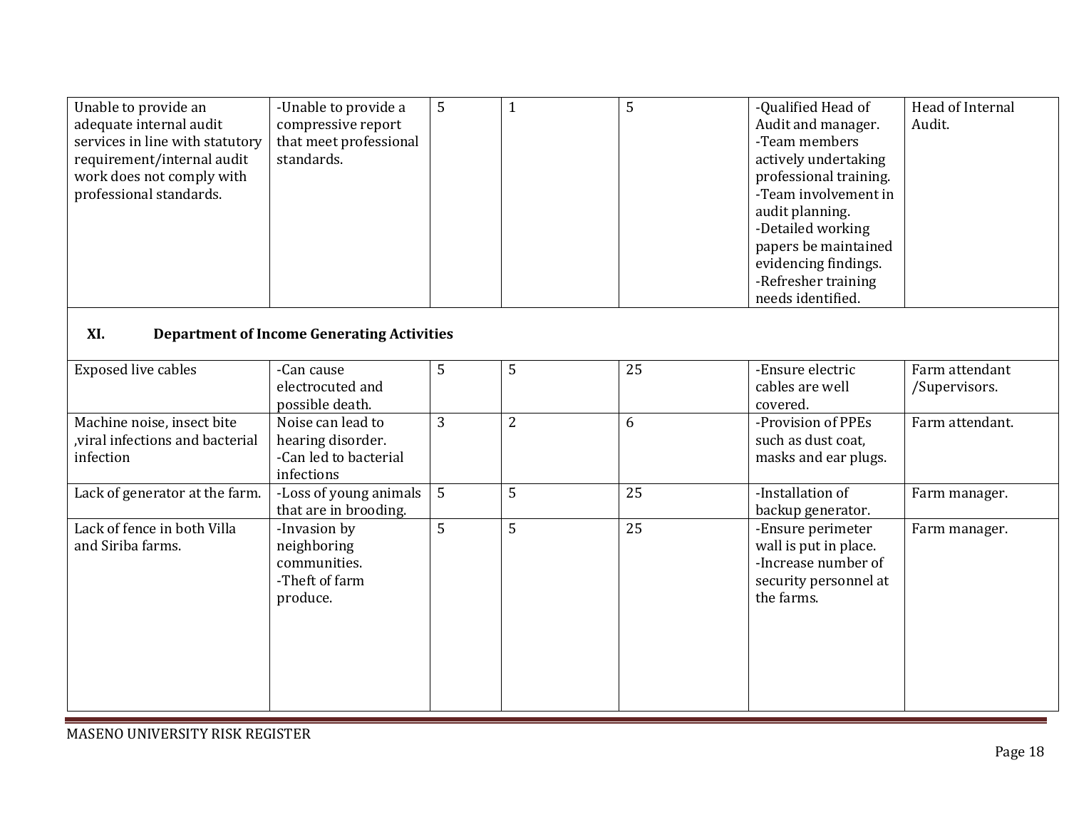| | | | | | | |
|---|---|---|---|---|---|---|
| Unable to provide an adequate internal audit services in line with statutory requirement/internal audit work does not comply with professional standards. | -Unable to provide a compressive report that meet professional standards. | 5 | 1 | 5 | -Qualified Head of Audit and manager.<br>-Team members actively undertaking professional training.<br>-Team involvement in audit planning.<br>-Detailed working papers be maintained evidencing findings.<br>-Refresher training needs identified. | Head of Internal Audit. |
| **XI. Department of Income Generating Activities** | | | | | | |
| Exposed live cables | -Can cause electrocuted and possible death. | 5 | 5 | 25 | -Ensure electric cables are well covered. | Farm attendant /Supervisors. |
| Machine noise, insect bite ,viral infections and bacterial infection | Noise can lead to hearing disorder.<br>-Can led to bacterial infections | 3 | 2 | 6 | -Provision of PPEs such as dust coat, masks and ear plugs. | Farm attendant. |
| Lack of generator at the farm. | -Loss of young animals that are in brooding. | 5 | 5 | 25 | -Installation of backup generator. | Farm manager. |
| Lack of fence in both Villa and Siriba farms. | -Invasion by neighboring communities.<br>-Theft of farm produce. | 5 | 5 | 25 | -Ensure perimeter wall is put in place.<br>-Increase number of security personnel at the farms. | Farm manager. |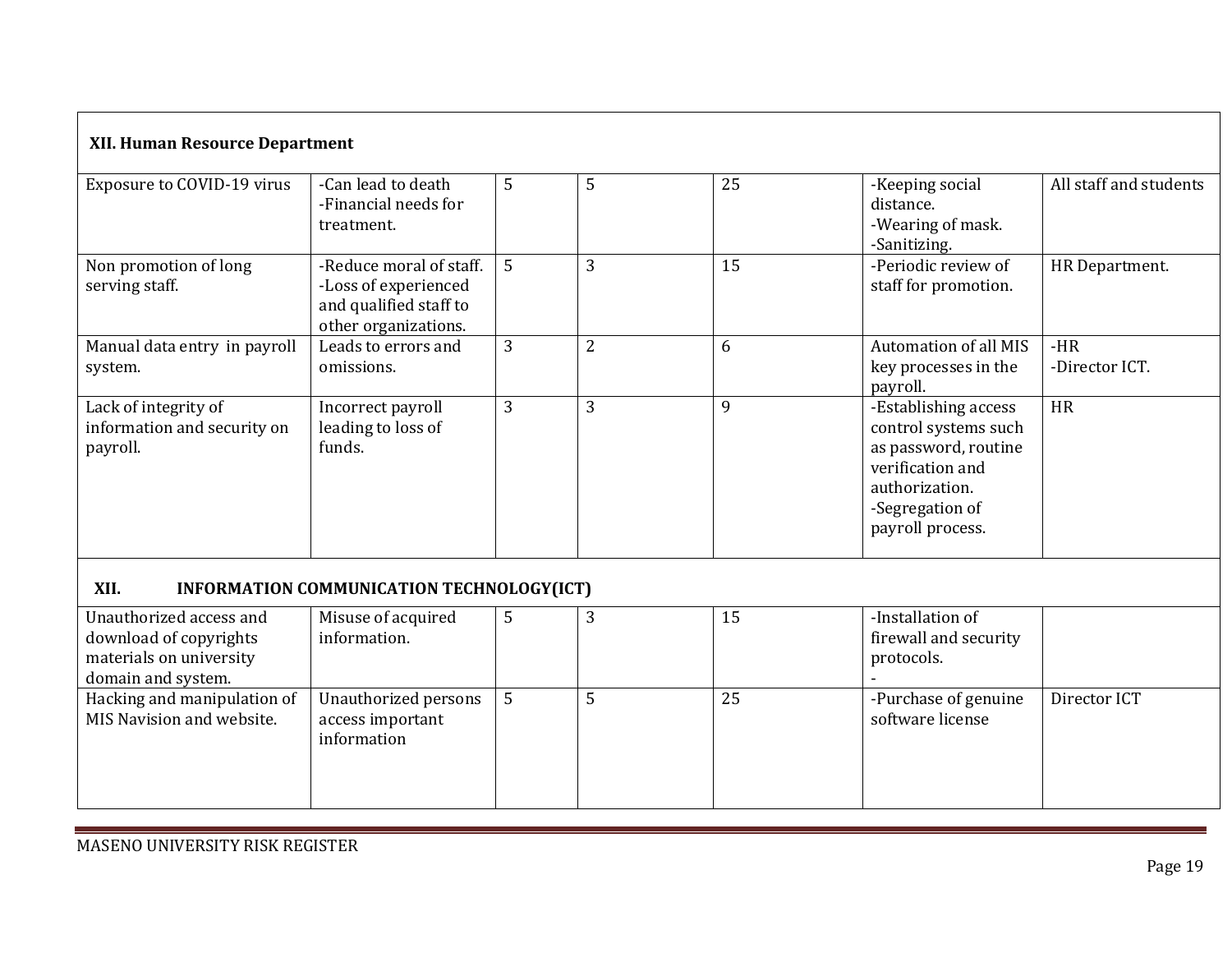| | | | | | | |
|---|---|---|---|---|---|---|
| **XII. Human Resource Department** | | | | | | |
| Exposure to COVID-19 virus | -Can lead to death<br>-Financial needs for treatment. | 5 | 5 | 25 | -Keeping social distance.<br>-Wearing of mask.<br>-Sanitizing. | All staff and students |
| Non promotion of long serving staff. | -Reduce moral of staff.<br>-Loss of experienced and qualified staff to other organizations. | 5 | 3 | 15 | -Periodic review of staff for promotion. | HR Department. |
| Manual data entry in payroll system. | Leads to errors and omissions. | 3 | 2 | 6 | Automation of all MIS key processes in the payroll. | -HR<br>-Director ICT. |
| Lack of integrity of information and security on payroll. | Incorrect payroll leading to loss of funds. | 3 | 3 | 9 | -Establishing access control systems such as password, routine verification and authorization.<br>-Segregation of payroll process. | HR |
| **XII. INFORMATION COMMUNICATION TECHNOLOGY(ICT)** | | | | | | |
| Unauthorized access and download of copyrights materials on university domain and system. | Misuse of acquired information. | 5 | 3 | 15 | -Installation of firewall and security protocols.<br>- | |
| Hacking and manipulation of MIS Navision and website. | Unauthorized persons access important information | 5 | 5 | 25 | -Purchase of genuine software license | Director ICT |

MASENO UNIVERSITY RISK REGISTER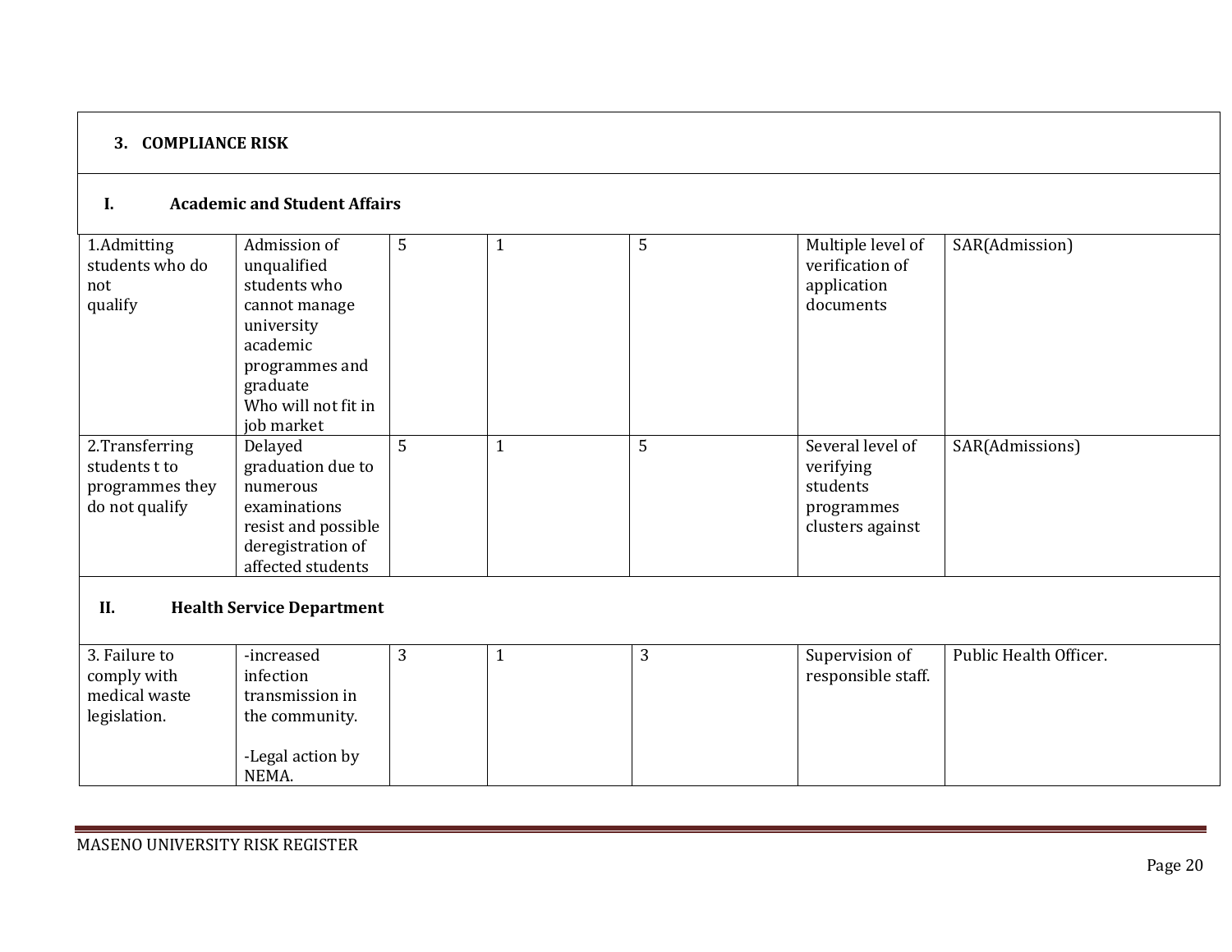| **3. COMPLIANCE RISK** | | | | | | |
|---|---|---|---|---|---|---|
| **I. Academic and Student Affairs** | | | | | | |
| 1.Admitting students who do not qualify | Admission of unqualified students who cannot manage university academic programmes and graduate Who will not fit in job market | 5 | 1 | 5 | Multiple level of verification of application documents | SAR(Admission) |
| 2.Transferring students t to programmes they do not qualify | Delayed graduation due to numerous examinations resist and possible deregistration of affected students | 5 | 1 | 5 | Several level of verifying students programmes clusters against | SAR(Admissions) |
| **II. Health Service Department** | | | | | | |
| 3. Failure to comply with medical waste legislation. | -increased infection transmission in the community.<br><br>-Legal action by NEMA. | 3 | 1 | 3 | Supervision of responsible staff. | Public Health Officer. |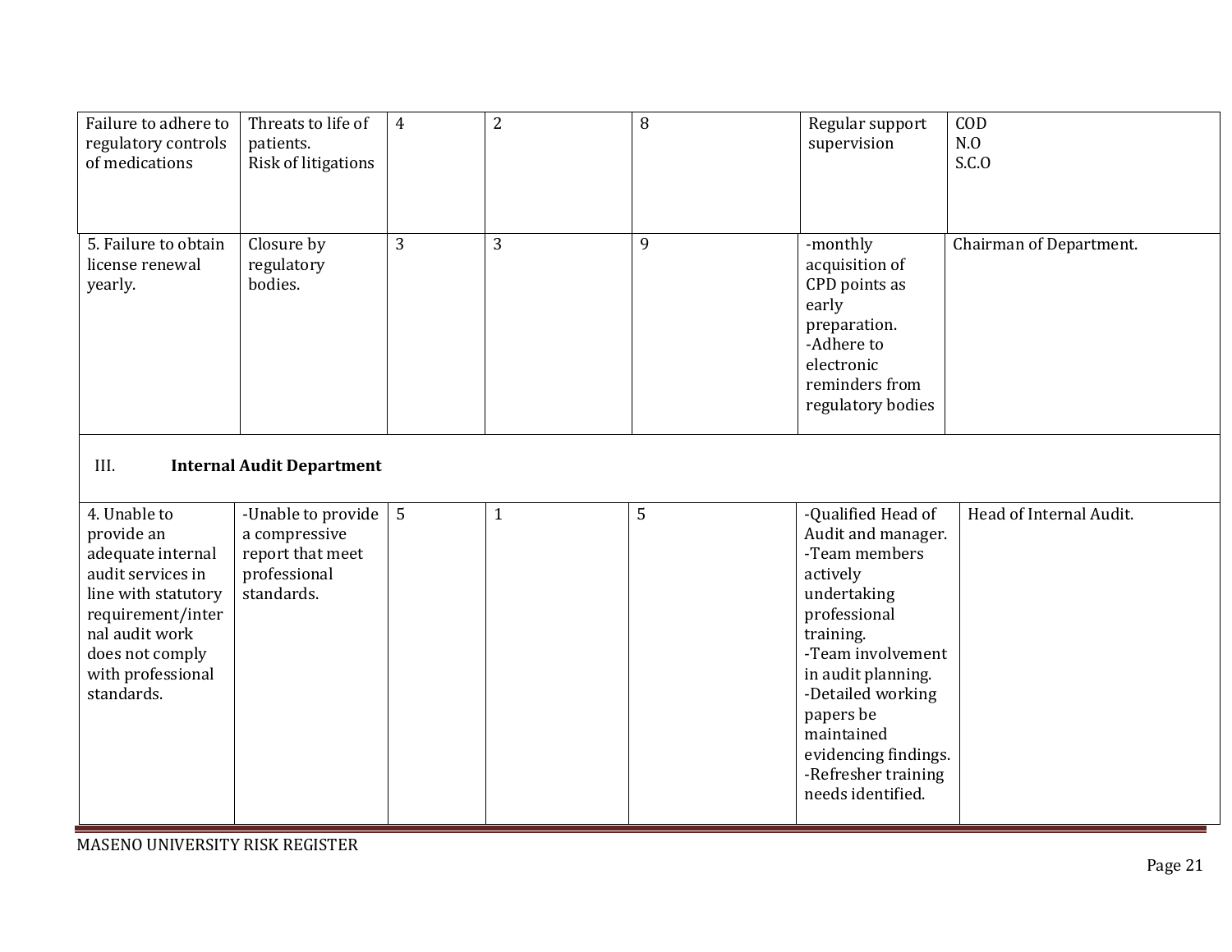| | | | | | | |
|---|---|---|---|---|---|---|
| Failure to adhere to regulatory controls of medications | Threats to life of patients.<br>Risk of litigations | 4 | 2 | 8 | Regular support supervision | COD<br>N.O<br>S.C.O |
| 5. Failure to obtain license renewal yearly. | Closure by regulatory bodies. | 3 | 3 | 9 | -monthly acquisition of CPD points as early preparation.<br>-Adhere to electronic reminders from regulatory bodies | Chairman of Department. |
| III. **Internal Audit Department** | | | | | | |
| 4. Unable to provide an adequate internal audit services in line with statutory requirement/internal audit work does not comply with professional standards. | -Unable to provide a compressive report that meet professional standards. | 5 | 1 | 5 | -Qualified Head of Audit and manager.<br>-Team members actively undertaking professional training.<br>-Team involvement in audit planning.<br>-Detailed working papers be maintained evidencing findings.<br>-Refresher training needs identified. | Head of Internal Audit. |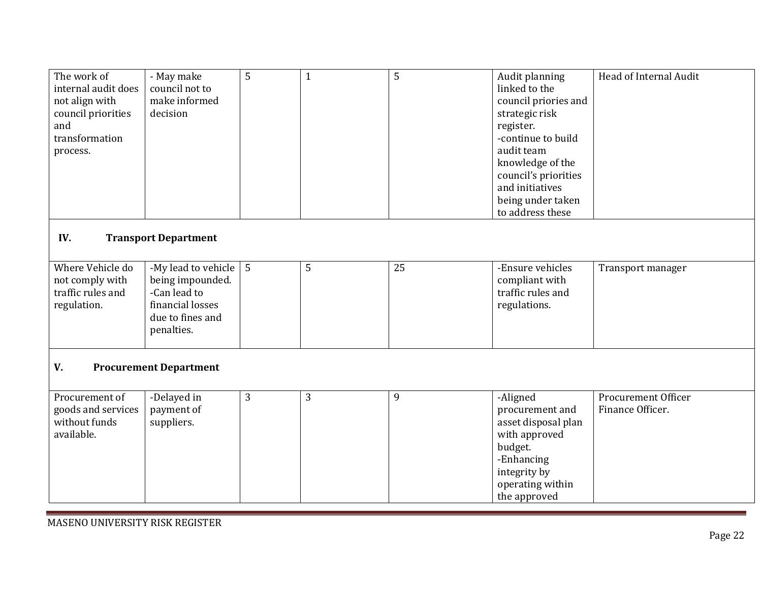| | | | | | | |
|---|---|---|---|---|---|---|
| The work of internal audit does not align with council priorities and transformation process. | - May make council not to make informed decision | 5 | 1 | 5 | Audit planning linked to the council priories and strategic risk register.<br>-continue to build audit team knowledge of the council's priorities and initiatives being under taken to address these | Head of Internal Audit |
| **IV. Transport Department** | | | | | | |
| Where Vehicle do not comply with traffic rules and regulation. | -My lead to vehicle being impounded.<br>-Can lead to financial losses due to fines and penalties. | 5 | 5 | 25 | -Ensure vehicles compliant with traffic rules and regulations. | Transport manager |
| **V. Procurement Department** | | | | | | |
| Procurement of goods and services without funds available. | -Delayed in payment of suppliers. | 3 | 3 | 9 | -Aligned procurement and asset disposal plan with approved budget.<br>-Enhancing integrity by operating within the approved | Procurement Officer<br>Finance Officer. |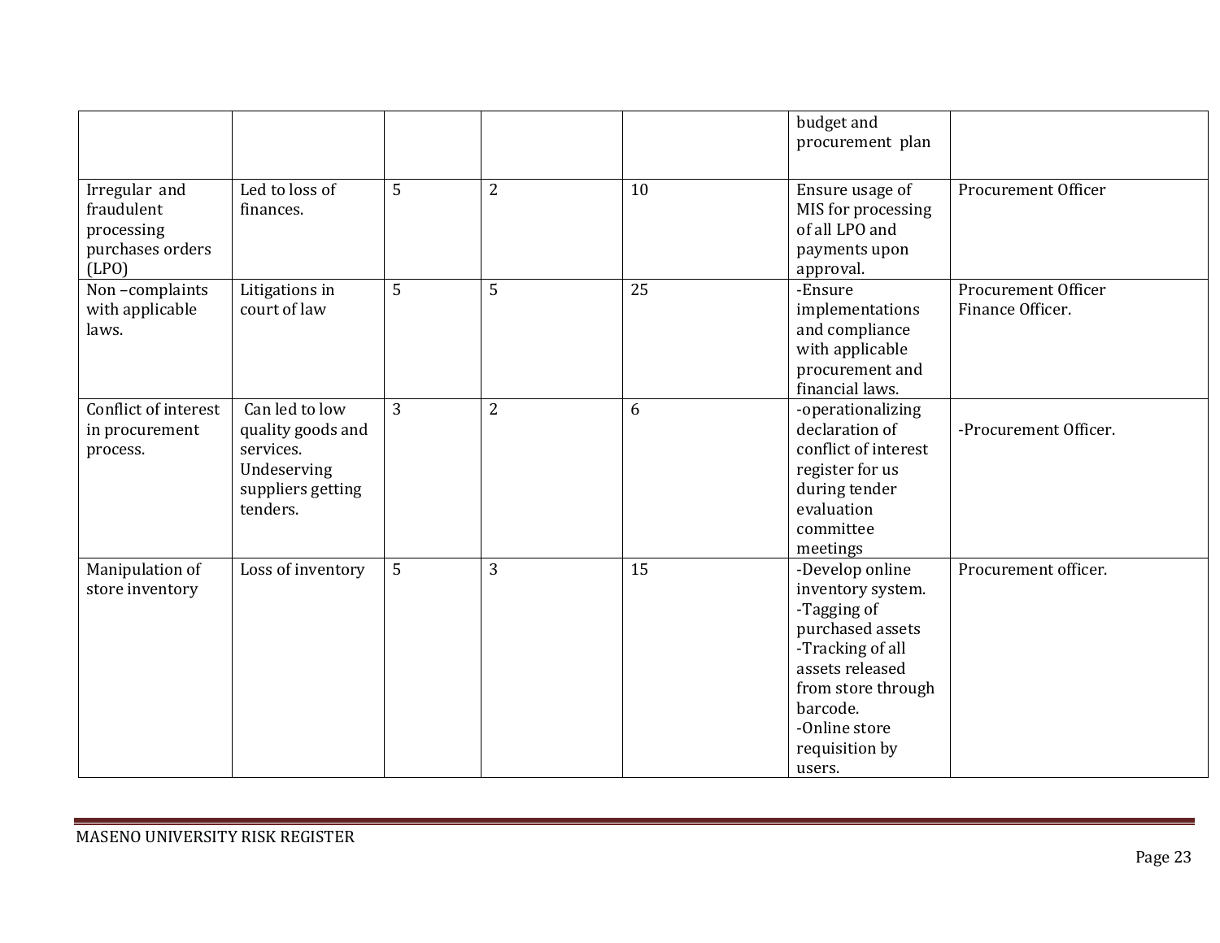|  |  |  |  |  |  |  |
|---|---|---|---|---|---|---|
|  |  |  |  |  | budget and procurement plan |  |
| Irregular and fraudulent processing purchases orders (LPO) | Led to loss of finances. | 5 | 2 | 10 | Ensure usage of MIS for processing of all LPO and payments upon approval. | Procurement Officer |
| Non –complaints with applicable laws. | Litigations in court of law | 5 | 5 | 25 | -Ensure implementations and compliance with applicable procurement and financial laws. | Procurement Officer Finance Officer. |
| Conflict of interest in procurement process. | Can led to low quality goods and services. Undeserving suppliers getting tenders. | 3 | 2 | 6 | -operationalizing declaration of conflict of interest register for us during tender evaluation committee meetings | -Procurement Officer. |
| Manipulation of store inventory | Loss of inventory | 5 | 3 | 15 | -Develop online inventory system.<br>-Tagging of purchased assets<br>-Tracking of all assets released from store through barcode.<br>-Online store requisition by users. | Procurement officer. |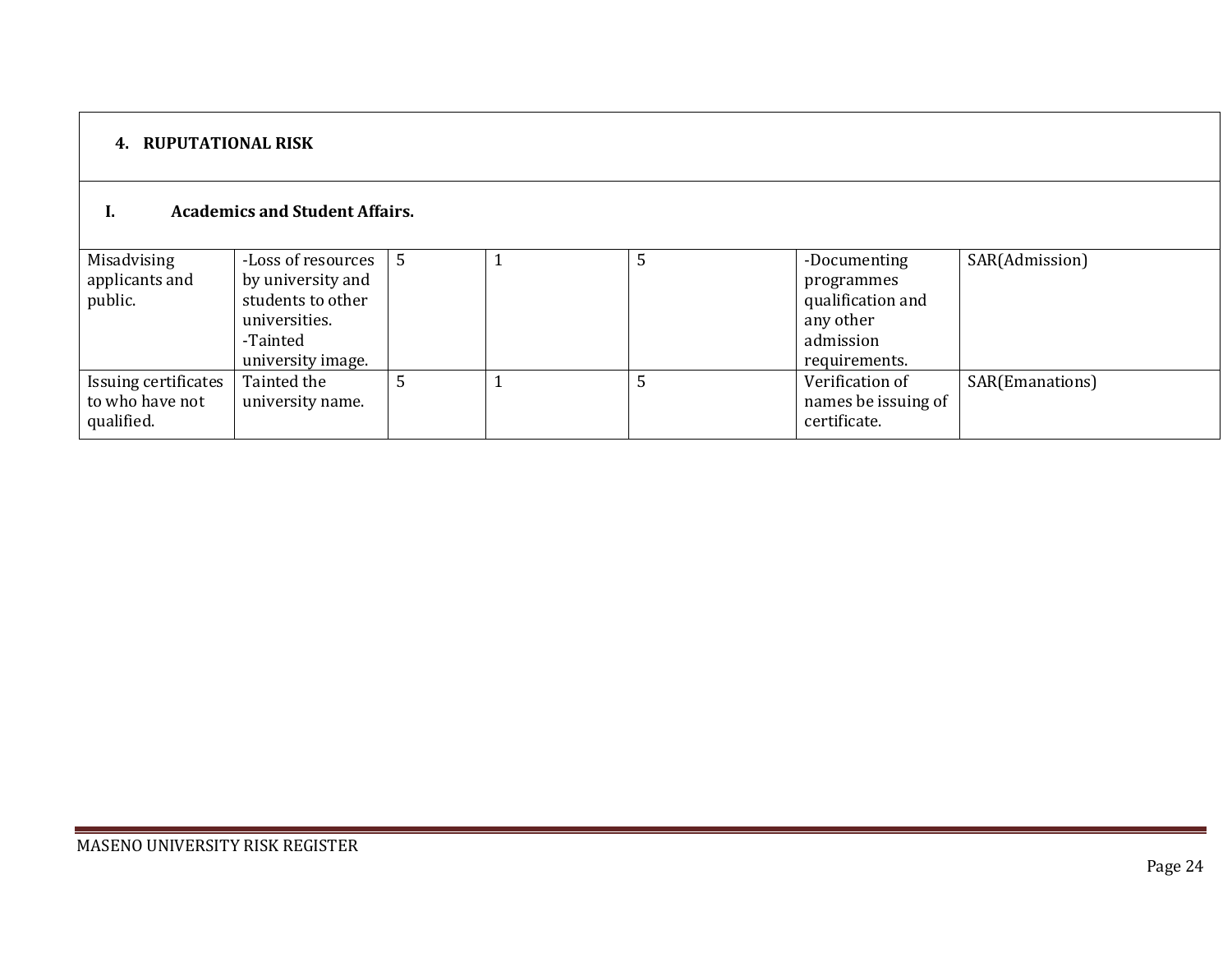| | | | | | | |
|---|---|---|---|---|---|---|
| **4. RUPUTATIONAL RISK** | | | | | | |
| **I. Academics and Student Affairs.** | | | | | | |
| Misadvising applicants and public. | -Loss of resources by university and students to other universities.<br>-Tainted university image. | 5 | 1 | 5 | -Documenting programmes qualification and any other admission requirements. | SAR(Admission) |
| Issuing certificates to who have not qualified. | Tainted the university name. | 5 | 1 | 5 | Verification of names be issuing of certificate. | SAR(Emanations) |